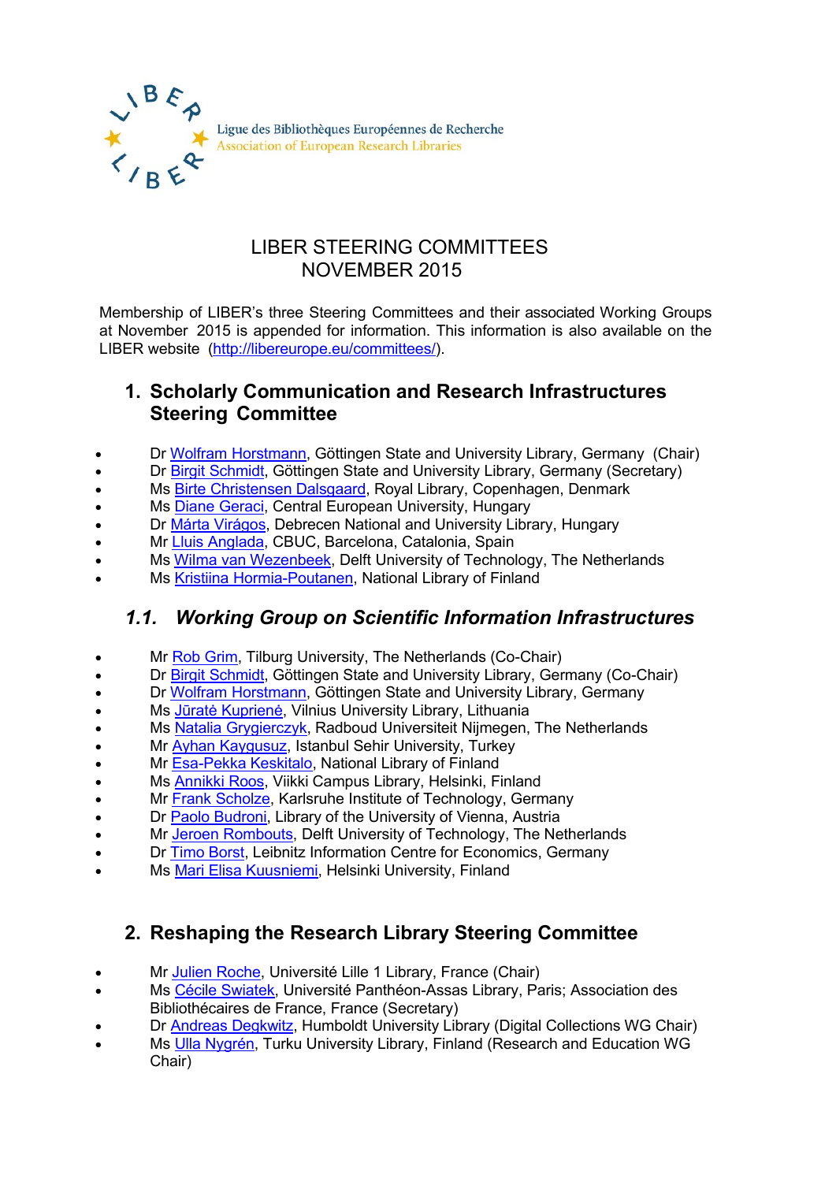Ligue des Bibliothèques Européennes de Recherche
Association of European Research Libraries

# LIBER STEERING COMMITTEES
# NOVEMBER 2015

Membership of LIBER's three Steering Committees and their associated Working Groups at November 2015 is appended for information. This information is also available on the LIBER website (http://libereurope.eu/committees/).

## 1. Scholarly Communication and Research Infrastructures Steering Committee

- Dr Wolfram Horstmann, Göttingen State and University Library, Germany (Chair)
- Dr Birgit Schmidt, Göttingen State and University Library, Germany (Secretary)
- Ms Birte Christensen Dalsgaard, Royal Library, Copenhagen, Denmark
- Ms Diane Geraci, Central European University, Hungary
- Dr Márta Virágos, Debrecen National and University Library, Hungary
- Mr Lluis Anglada, CBUC, Barcelona, Catalonia, Spain
- Ms Wilma van Wezenbeek, Delft University of Technology, The Netherlands
- Ms Kristiina Hormia-Poutanen, National Library of Finland

### *1.1. Working Group on Scientific Information Infrastructures*

- Mr Rob Grim, Tilburg University, The Netherlands (Co-Chair)
- Dr Birgit Schmidt, Göttingen State and University Library, Germany (Co-Chair)
- Dr Wolfram Horstmann, Göttingen State and University Library, Germany
- Ms Jūratė Kuprienė, Vilnius University Library, Lithuania
- Ms Natalia Grygierczyk, Radboud Universiteit Nijmegen, The Netherlands
- Mr Ayhan Kaygusuz, Istanbul Sehir University, Turkey
- Mr Esa-Pekka Keskitalo, National Library of Finland
- Ms Annikki Roos, Viikki Campus Library, Helsinki, Finland
- Mr Frank Scholze, Karlsruhe Institute of Technology, Germany
- Dr Paolo Budroni, Library of the University of Vienna, Austria
- Mr Jeroen Rombouts, Delft University of Technology, The Netherlands
- Dr Timo Borst, Leibnitz Information Centre for Economics, Germany
- Ms Mari Elisa Kuusniemi, Helsinki University, Finland

## 2. Reshaping the Research Library Steering Committee

- Mr Julien Roche, Université Lille 1 Library, France (Chair)
- Ms Cécile Swiatek, Université Panthéon-Assas Library, Paris; Association des Bibliothécaires de France, France (Secretary)
- Dr Andreas Degkwitz, Humboldt University Library (Digital Collections WG Chair)
- Ms Ulla Nygrén, Turku University Library, Finland (Research and Education WG Chair)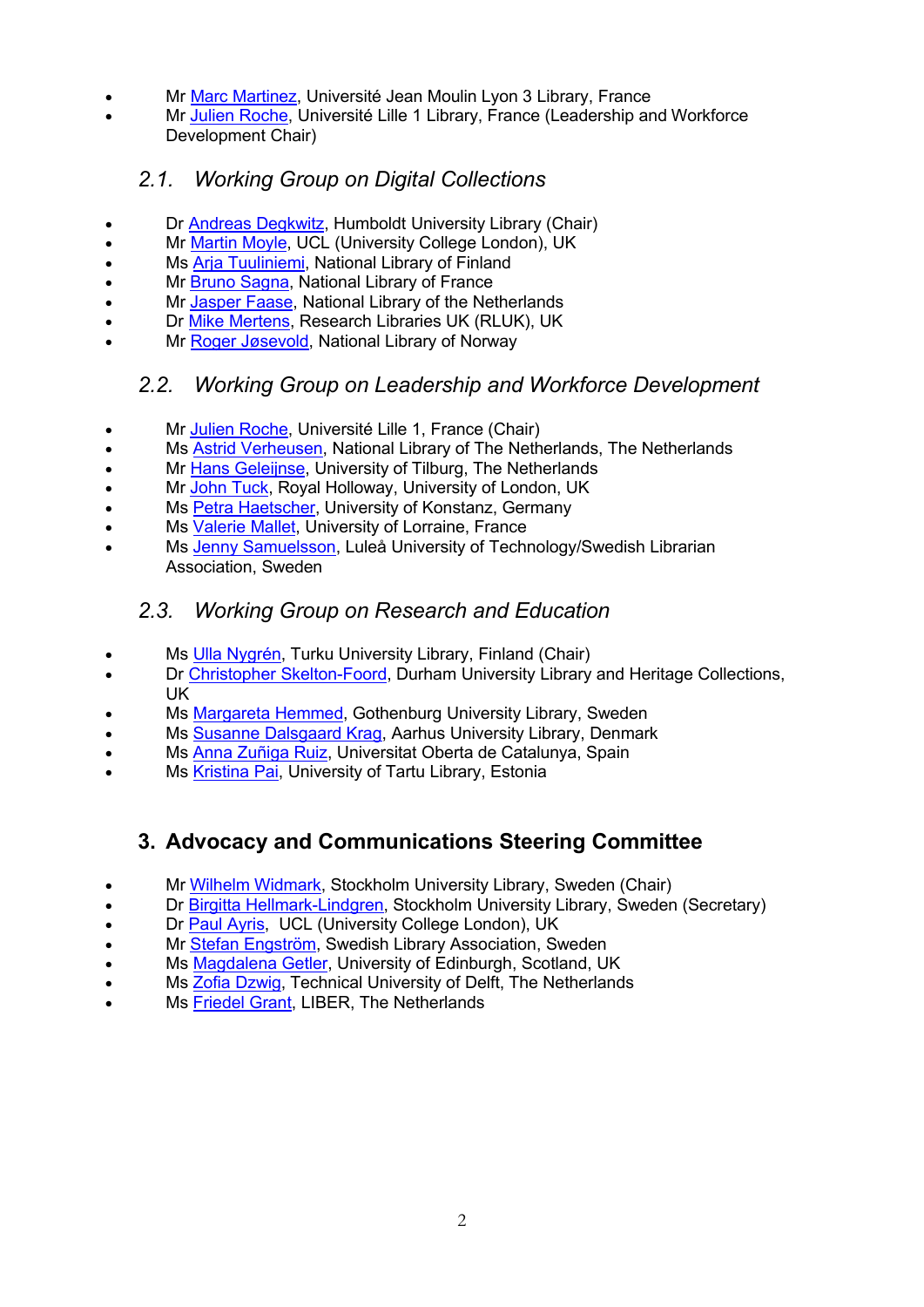- Mr Marc Martinez, Université Jean Moulin Lyon 3 Library, France
- Mr Julien Roche, Université Lille 1 Library, France (Leadership and Workforce Development Chair)

### *2.1. Working Group on Digital Collections*

- Dr Andreas Degkwitz, Humboldt University Library (Chair)
- Mr Martin Moyle, UCL (University College London), UK
- Ms Arja Tuuliniemi, National Library of Finland
- Mr Bruno Sagna, National Library of France
- Mr Jasper Faase, National Library of the Netherlands
- Dr Mike Mertens, Research Libraries UK (RLUK), UK
- Mr Roger Jøsevold, National Library of Norway

### *2.2. Working Group on Leadership and Workforce Development*

- Mr Julien Roche, Université Lille 1, France (Chair)
- Ms Astrid Verheusen, National Library of The Netherlands, The Netherlands
- Mr Hans Geleijnse, University of Tilburg, The Netherlands
- Mr John Tuck, Royal Holloway, University of London, UK
- Ms Petra Haetscher, University of Konstanz, Germany
- Ms Valerie Mallet, University of Lorraine, France
- Ms Jenny Samuelsson, Luleå University of Technology/Swedish Librarian Association, Sweden

### *2.3. Working Group on Research and Education*

- Ms Ulla Nygrén, Turku University Library, Finland (Chair)
- Dr Christopher Skelton-Foord, Durham University Library and Heritage Collections, UK
- Ms Margareta Hemmed, Gothenburg University Library, Sweden
- Ms Susanne Dalsgaard Krag, Aarhus University Library, Denmark
- Ms Anna Zuñiga Ruiz, Universitat Oberta de Catalunya, Spain
- Ms Kristina Pai, University of Tartu Library, Estonia

## 3. Advocacy and Communications Steering Committee

- Mr Wilhelm Widmark, Stockholm University Library, Sweden (Chair)
- Dr Birgitta Hellmark-Lindgren, Stockholm University Library, Sweden (Secretary)
- Dr Paul Ayris, UCL (University College London), UK
- Mr Stefan Engström, Swedish Library Association, Sweden
- Ms Magdalena Getler, University of Edinburgh, Scotland, UK
- Ms Zofia Dzwig, Technical University of Delft, The Netherlands
- Ms Friedel Grant, LIBER, The Netherlands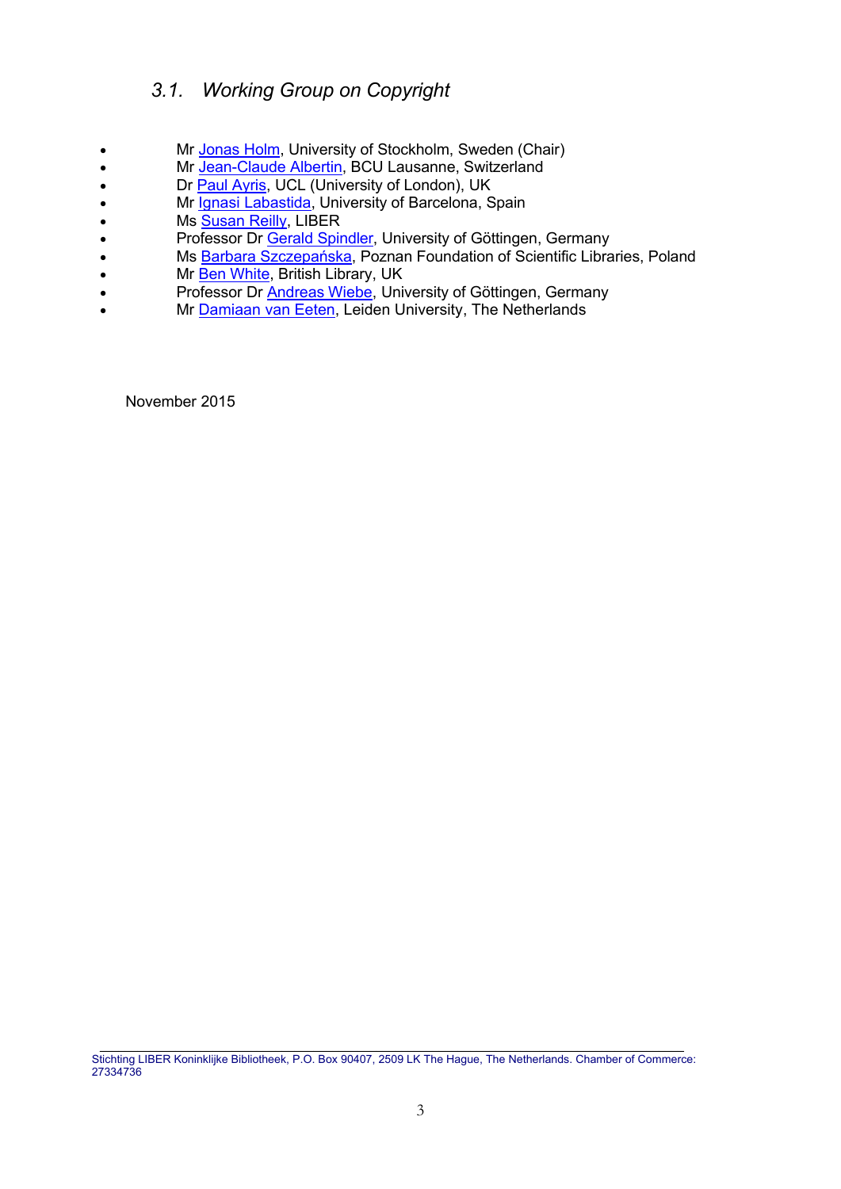### *3.1. Working Group on Copyright*

- Mr Jonas Holm, University of Stockholm, Sweden (Chair)
- Mr Jean-Claude Albertin, BCU Lausanne, Switzerland
- Dr Paul Ayris, UCL (University of London), UK
- Mr Ignasi Labastida, University of Barcelona, Spain
- Ms Susan Reilly, LIBER
- Professor Dr Gerald Spindler, University of Göttingen, Germany
- Ms Barbara Szczepańska, Poznan Foundation of Scientific Libraries, Poland
- Mr Ben White, British Library, UK
- Professor Dr Andreas Wiebe, University of Göttingen, Germany
- Mr Damiaan van Eeten, Leiden University, The Netherlands

November 2015